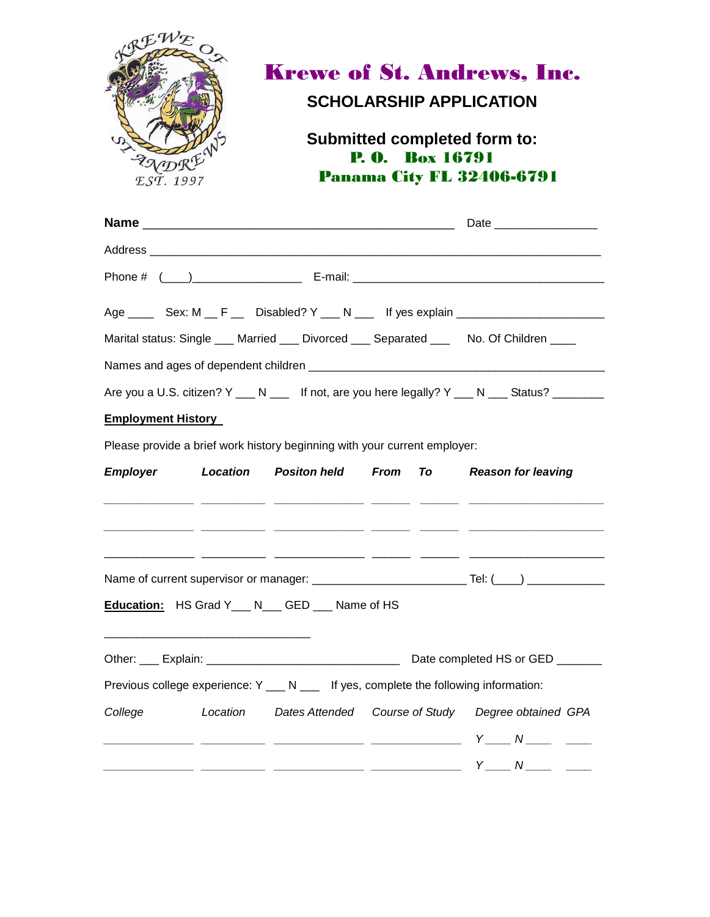# Krewe of St. Andrews, Inc.

## SCHOLARSHIP APPLICATION

**Submitted completed form to:**
**P. O. Box 16791**
**Panama City FL 32406-6791**

**Name** _____________________________________________ Date _______________

Address ____________________________________________________________________

Phone # (____)________________ E-mail: _____________________________________

Age ____ Sex: M __ F __ Disabled? Y ___ N ___ If yes explain ______________________

Marital status: Single ___ Married ___ Divorced ___ Separated ___ No. Of Children ____

Names and ages of dependent children ___________________________________________

Are you a U.S. citizen? Y ___ N ___ If not, are you here legally? Y ___ N ___ Status? _______

**Employment History**

Please provide a brief work history beginning with your current employer:

| ***Employer*** | ***Location*** | ***Positon held*** | ***From*** | ***To*** | ***Reason for leaving*** |
|---|---|---|---|---|---|
| _____________ | _________ | _____________ | _____ | _____ | ___________________ |
| _____________ | _________ | _____________ | _____ | _____ | ___________________ |
| _____________ | _________ | _____________ | _____ | _____ | ___________________ |

Name of current supervisor or manager: ______________________ Tel: (____) ___________

**Education:** HS Grad Y___ N___ GED ___ Name of HS

______________________________

Other: ___ Explain: ____________________________ Date completed HS or GED _______

Previous college experience: Y ___ N ___ If yes, complete the following information:

| *College* | *Location* | *Dates Attended* | *Course of Study* | *Degree obtained* | *GPA* |
|---|---|---|---|---|---|
| _____________ | _________ | _____________ | _____________ | *Y* ____ *N* ____ | ____ |
| _____________ | _________ | _____________ | _____________ | *Y* ____ *N* ____ | ____ |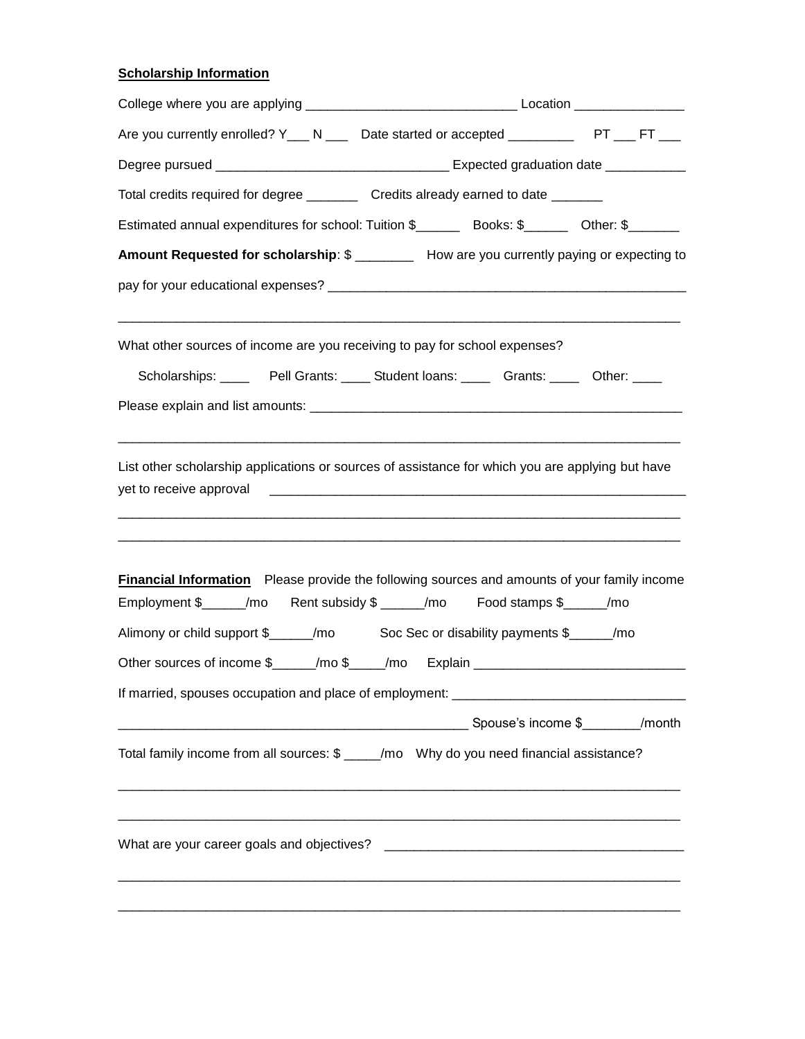**Scholarship Information**

College where you are applying _____________________________ Location _______________

Are you currently enrolled? Y___ N ___ Date started or accepted _________ PT ___ FT ___

Degree pursued _______________________________ Expected graduation date ___________

Total credits required for degree _______ Credits already earned to date _______

Estimated annual expenditures for school: Tuition $______ Books: $______ Other: $_______

**Amount Requested for scholarship**: $ ________ How are you currently paying or expecting to pay for your educational expenses? _________________________________________________

______________________________________________________________________________

What other sources of income are you receiving to pay for school expenses?

Scholarships: ____ Pell Grants: ____ Student loans: ____ Grants: ____ Other: ____

Please explain and list amounts: ___________________________________________________

______________________________________________________________________________

List other scholarship applications or sources of assistance for which you are applying but have yet to receive approval ___________________________________________________________

______________________________________________________________________________

______________________________________________________________________________

**Financial Information** Please provide the following sources and amounts of your family income

Employment $______/mo Rent subsidy $ ______/mo Food stamps $______/mo

Alimony or child support $______/mo Soc Sec or disability payments $______/mo

Other sources of income $______/mo $_____/mo Explain _____________________________

If married, spouses occupation and place of employment: _______________________________

________________________________________________ Spouse's income $________/month

Total family income from all sources: $ _____/mo Why do you need financial assistance?

______________________________________________________________________________

______________________________________________________________________________

What are your career goals and objectives? _________________________________________

______________________________________________________________________________

______________________________________________________________________________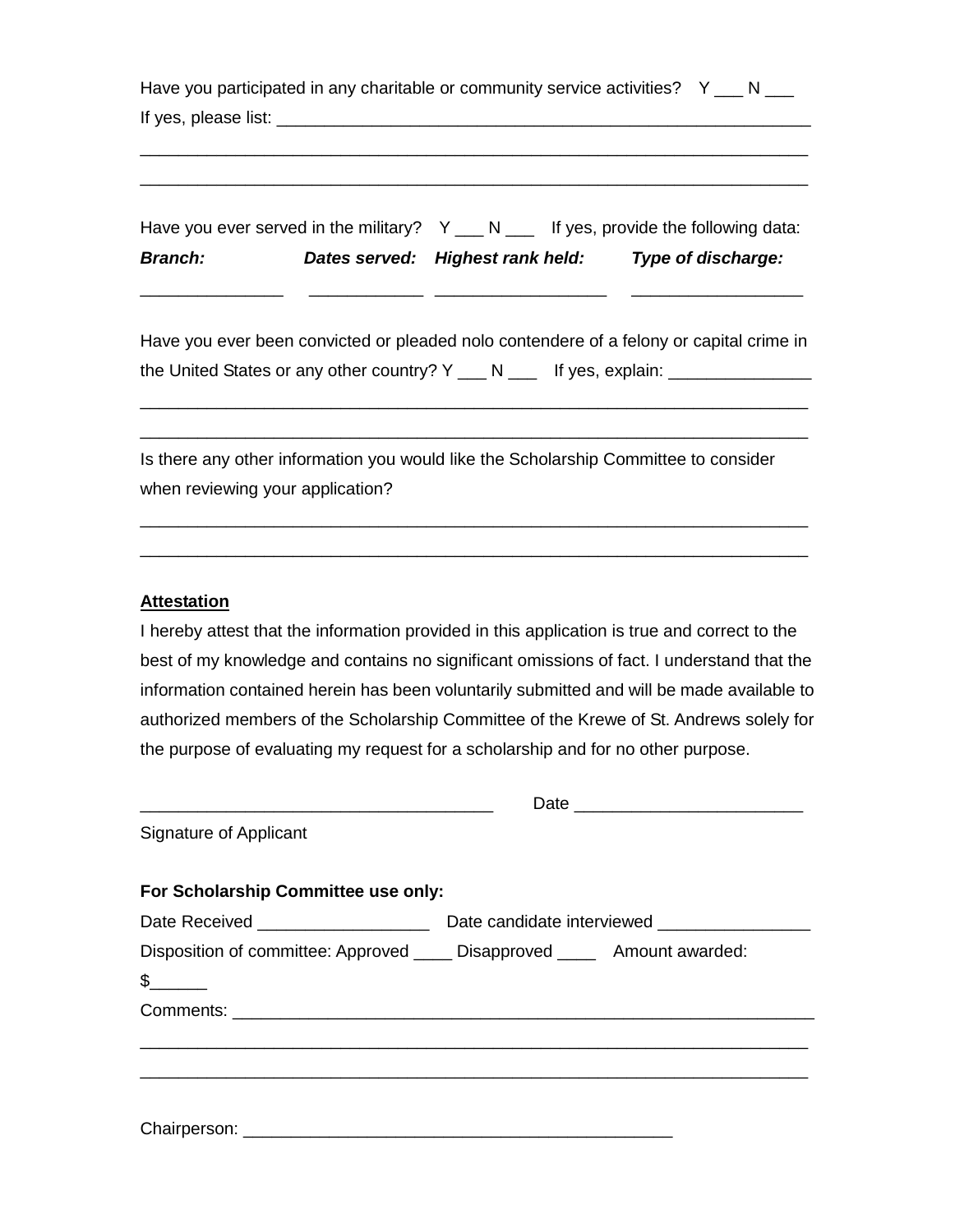Have you participated in any charitable or community service activities? Y ___ N ___
If yes, please list: ___________________________________________________________
_____________________________________________________________________
_____________________________________________________________________

Have you ever served in the military? Y ___ N ___ If yes, provide the following data:

| ***Branch:*** | ***Dates served:*** | ***Highest rank held:*** | ***Type of discharge:*** |
|---|---|---|---|
| _______________ | ____________ | __________________ | __________________ |

Have you ever been convicted or pleaded nolo contendere of a felony or capital crime in the United States or any other country? Y ___ N ___ If yes, explain: _______________
_____________________________________________________________________
_____________________________________________________________________

Is there any other information you would like the Scholarship Committee to consider when reviewing your application?
_____________________________________________________________________
_____________________________________________________________________

**Attestation**

I hereby attest that the information provided in this application is true and correct to the best of my knowledge and contains no significant omissions of fact. I understand that the information contained herein has been voluntarily submitted and will be made available to authorized members of the Scholarship Committee of the Krewe of St. Andrews solely for the purpose of evaluating my request for a scholarship and for no other purpose.

_____________________________________ Date ________________________
Signature of Applicant

**For Scholarship Committee use only:**

Date Received __________________ Date candidate interviewed ________________
Disposition of committee: Approved ____ Disapproved ____ Amount awarded: $______
Comments: ____________________________________________________________
_____________________________________________________________________
_____________________________________________________________________

Chairperson: ______________________________________________